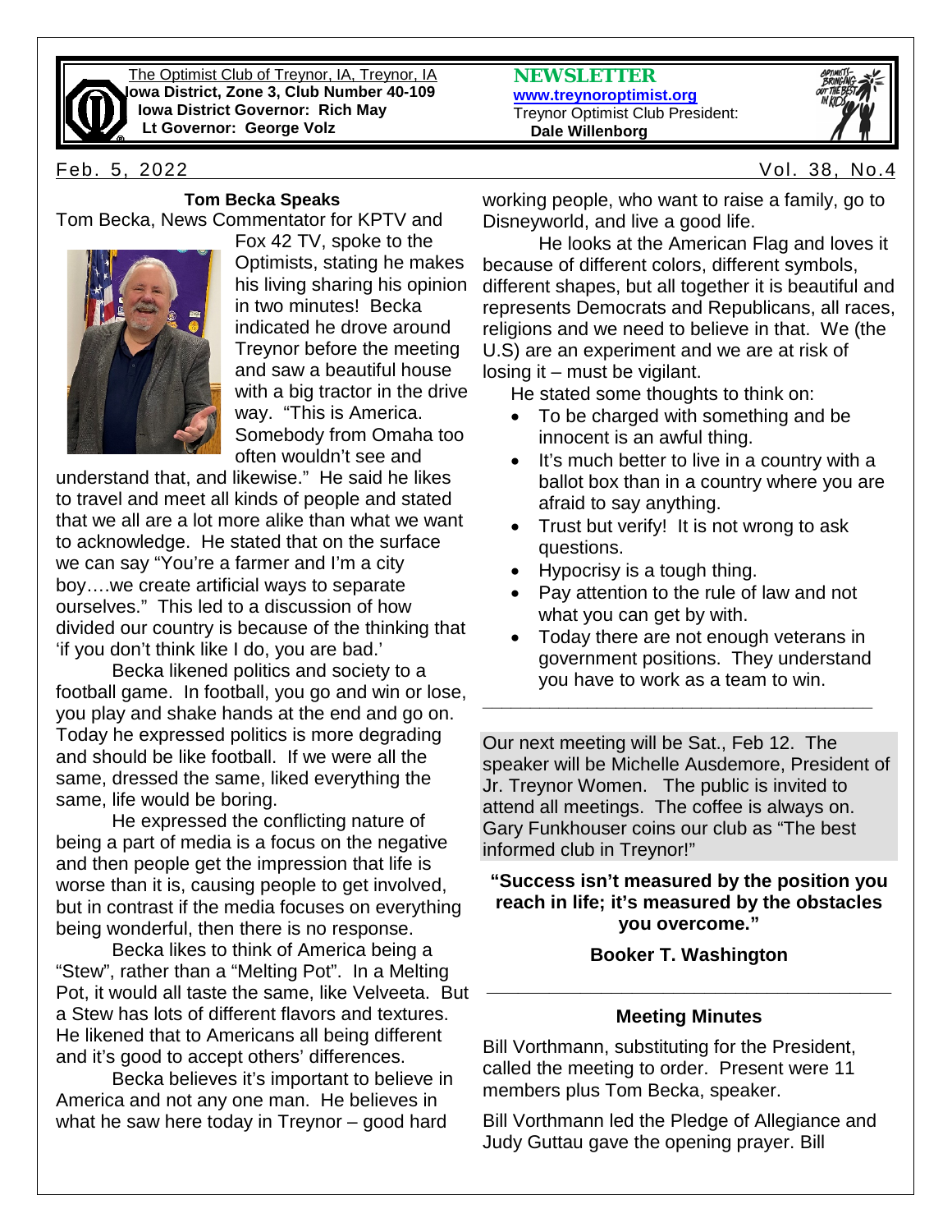The Optimist Club of Treynor, IA, Treynor, IA
**Iowa District, Zone 3, Club Number 40-109**
**Iowa District Governor: Rich May**
**Lt Governor: George Volz**

**NEWSLETTER**
**www.treynoroptimist.org**
Treynor Optimist Club President:
**Dale Willenborg**

Feb. 5, 2022 Vol. 38, No.4

### Tom Becka Speaks

Tom Becka, News Commentator for KPTV and Fox 42 TV, spoke to the Optimists, stating he makes his living sharing his opinion in two minutes! Becka indicated he drove around Treynor before the meeting and saw a beautiful house with a big tractor in the drive way. "This is America. Somebody from Omaha too often wouldn't see and understand that, and likewise." He said he likes to travel and meet all kinds of people and stated that we all are a lot more alike than what we want to acknowledge. He stated that on the surface we can say "You're a farmer and I'm a city boy….we create artificial ways to separate ourselves." This led to a discussion of how divided our country is because of the thinking that 'if you don't think like I do, you are bad.'

Becka likened politics and society to a football game. In football, you go and win or lose, you play and shake hands at the end and go on. Today he expressed politics is more degrading and should be like football. If we were all the same, dressed the same, liked everything the same, life would be boring.

He expressed the conflicting nature of being a part of media is a focus on the negative and then people get the impression that life is worse than it is, causing people to get involved, but in contrast if the media focuses on everything being wonderful, then there is no response.

Becka likes to think of America being a "Stew", rather than a "Melting Pot". In a Melting Pot, it would all taste the same, like Velveeta. But a Stew has lots of different flavors and textures. He likened that to Americans all being different and it's good to accept others' differences.

Becka believes it's important to believe in America and not any one man. He believes in what he saw here today in Treynor – good hard working people, who want to raise a family, go to Disneyworld, and live a good life.

He looks at the American Flag and loves it because of different colors, different symbols, different shapes, but all together it is beautiful and represents Democrats and Republicans, all races, religions and we need to believe in that. We (the U.S) are an experiment and we are at risk of losing it – must be vigilant.

He stated some thoughts to think on:

- To be charged with something and be innocent is an awful thing.
- It's much better to live in a country with a ballot box than in a country where you are afraid to say anything.
- Trust but verify! It is not wrong to ask questions.
- Hypocrisy is a tough thing.
- Pay attention to the rule of law and not what you can get by with.
- Today there are not enough veterans in government positions. They understand you have to work as a team to win.

---

Our next meeting will be Sat., Feb 12. The speaker will be Michelle Ausdemore, President of Jr. Treynor Women. The public is invited to attend all meetings. The coffee is always on. Gary Funkhouser coins our club as "The best informed club in Treynor!"

**"Success isn't measured by the position you reach in life; it's measured by the obstacles you overcome."**

**Booker T. Washington**

---

### Meeting Minutes

Bill Vorthmann, substituting for the President, called the meeting to order. Present were 11 members plus Tom Becka, speaker.

Bill Vorthmann led the Pledge of Allegiance and Judy Guttau gave the opening prayer. Bill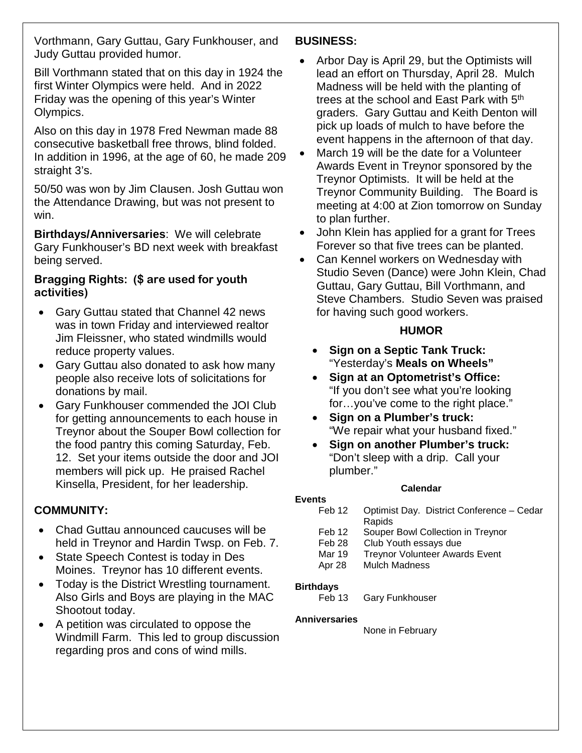Vorthmann, Gary Guttau, Gary Funkhouser, and Judy Guttau provided humor.

Bill Vorthmann stated that on this day in 1924 the first Winter Olympics were held. And in 2022 Friday was the opening of this year's Winter Olympics.

Also on this day in 1978 Fred Newman made 88 consecutive basketball free throws, blind folded. In addition in 1996, at the age of 60, he made 209 straight 3's.

50/50 was won by Jim Clausen. Josh Guttau won the Attendance Drawing, but was not present to win.

**Birthdays/Anniversaries**: We will celebrate Gary Funkhouser's BD next week with breakfast being served.

**Bragging Rights: ($ are used for youth activities)**

- Gary Guttau stated that Channel 42 news was in town Friday and interviewed realtor Jim Fleissner, who stated windmills would reduce property values.
- Gary Guttau also donated to ask how many people also receive lots of solicitations for donations by mail.
- Gary Funkhouser commended the JOI Club for getting announcements to each house in Treynor about the Souper Bowl collection for the food pantry this coming Saturday, Feb. 12. Set your items outside the door and JOI members will pick up. He praised Rachel Kinsella, President, for her leadership.

## COMMUNITY:

- Chad Guttau announced caucuses will be held in Treynor and Hardin Twsp. on Feb. 7.
- State Speech Contest is today in Des Moines. Treynor has 10 different events.
- Today is the District Wrestling tournament. Also Girls and Boys are playing in the MAC Shootout today.
- A petition was circulated to oppose the Windmill Farm. This led to group discussion regarding pros and cons of wind mills.

## BUSINESS:

- Arbor Day is April 29, but the Optimists will lead an effort on Thursday, April 28. Mulch Madness will be held with the planting of trees at the school and East Park with 5th graders. Gary Guttau and Keith Denton will pick up loads of mulch to have before the event happens in the afternoon of that day.
- March 19 will be the date for a Volunteer Awards Event in Treynor sponsored by the Treynor Optimists. It will be held at the Treynor Community Building. The Board is meeting at 4:00 at Zion tomorrow on Sunday to plan further.
- John Klein has applied for a grant for Trees Forever so that five trees can be planted.
- Can Kennel workers on Wednesday with Studio Seven (Dance) were John Klein, Chad Guttau, Gary Guttau, Bill Vorthmann, and Steve Chambers. Studio Seven was praised for having such good workers.

## HUMOR

- **Sign on a Septic Tank Truck:** "Yesterday's **Meals on Wheels"**
- **Sign at an Optometrist's Office:** "If you don't see what you're looking for…you've come to the right place."
- **Sign on a Plumber's truck:** "We repair what your husband fixed."
- **Sign on another Plumber's truck:** "Don't sleep with a drip. Call your plumber."

### Calendar

**Events**

| | |
|---|---|
| Feb 12 | Optimist Day. District Conference – Cedar Rapids |
| Feb 12 | Souper Bowl Collection in Treynor |
| Feb 28 | Club Youth essays due |
| Mar 19 | Treynor Volunteer Awards Event |
| Apr 28 | Mulch Madness |

**Birthdays**

| | |
|---|---|
| Feb 13 | Gary Funkhouser |

**Anniversaries**

None in February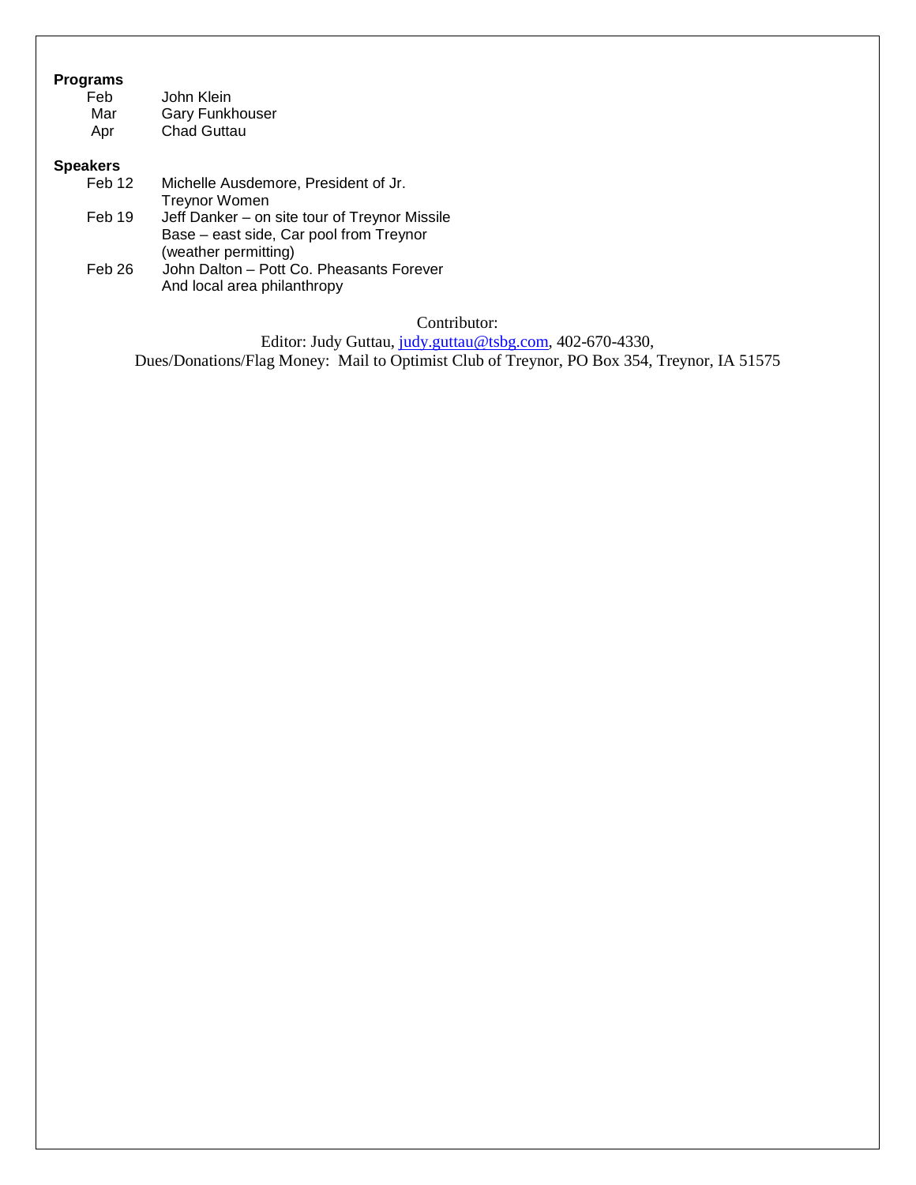**Programs**

| | |
|---|---|
| Feb | John Klein |
| Mar | Gary Funkhouser |
| Apr | Chad Guttau |

**Speakers**

| | |
|---|---|
| Feb 12 | Michelle Ausdemore, President of Jr. Treynor Women |
| Feb 19 | Jeff Danker – on site tour of Treynor Missile Base – east side, Car pool from Treynor (weather permitting) |
| Feb 26 | John Dalton – Pott Co. Pheasants Forever And local area philanthropy |

Contributor:

Editor: Judy Guttau, judy.guttau@tsbg.com, 402-670-4330,

Dues/Donations/Flag Money: Mail to Optimist Club of Treynor, PO Box 354, Treynor, IA 51575